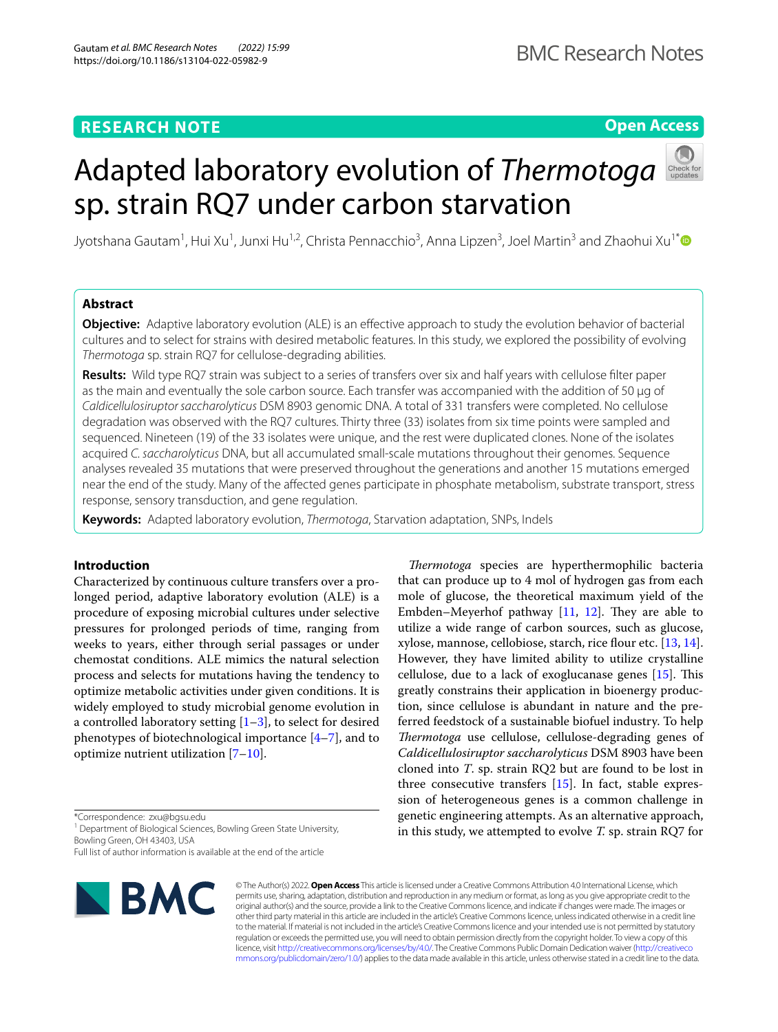RESEARCH NOTE

Open Access

# Adapted laboratory evolution of *Thermotoga* sp. strain RQ7 under carbon starvation

Jyotshana Gautam[1], Hui Xu[1], Junxi Hu[1,2], Christa Pennacchio[3], Anna Lipzen[3], Joel Martin[3] and Zhaohui Xu[1*]

## Abstract

**Objective:** Adaptive laboratory evolution (ALE) is an effective approach to study the evolution behavior of bacterial cultures and to select for strains with desired metabolic features. In this study, we explored the possibility of evolving *Thermotoga* sp. strain RQ7 for cellulose-degrading abilities.

**Results:** Wild type RQ7 strain was subject to a series of transfers over six and half years with cellulose filter paper as the main and eventually the sole carbon source. Each transfer was accompanied with the addition of 50 µg of *Caldicellulosiruptor saccharolyticus* DSM 8903 genomic DNA. A total of 331 transfers were completed. No cellulose degradation was observed with the RQ7 cultures. Thirty three (33) isolates from six time points were sampled and sequenced. Nineteen (19) of the 33 isolates were unique, and the rest were duplicated clones. None of the isolates acquired *C. saccharolyticus* DNA, but all accumulated small-scale mutations throughout their genomes. Sequence analyses revealed 35 mutations that were preserved throughout the generations and another 15 mutations emerged near the end of the study. Many of the affected genes participate in phosphate metabolism, substrate transport, stress response, sensory transduction, and gene regulation.

**Keywords:** Adapted laboratory evolution, *Thermotoga*, Starvation adaptation, SNPs, Indels

## Introduction

Characterized by continuous culture transfers over a prolonged period, adaptive laboratory evolution (ALE) is a procedure of exposing microbial cultures under selective pressures for prolonged periods of time, ranging from weeks to years, either through serial passages or under chemostat conditions. ALE mimics the natural selection process and selects for mutations having the tendency to optimize metabolic activities under given conditions. It is widely employed to study microbial genome evolution in a controlled laboratory setting [1–3], to select for desired phenotypes of biotechnological importance [4–7], and to optimize nutrient utilization [7–10].

*Thermotoga* species are hyperthermophilic bacteria that can produce up to 4 mol of hydrogen gas from each mole of glucose, the theoretical maximum yield of the Embden–Meyerhof pathway [11, 12]. They are able to utilize a wide range of carbon sources, such as glucose, xylose, mannose, cellobiose, starch, rice flour etc. [13, 14]. However, they have limited ability to utilize crystalline cellulose, due to a lack of exoglucanase genes [15]. This greatly constrains their application in bioenergy production, since cellulose is abundant in nature and the preferred feedstock of a sustainable biofuel industry. To help *Thermotoga* use cellulose, cellulose-degrading genes of *Caldicellulosiruptor saccharolyticus* DSM 8903 have been cloned into *T.* sp. strain RQ2 but are found to be lost in three consecutive transfers [15]. In fact, stable expression of heterogeneous genes is a common challenge in genetic engineering attempts. As an alternative approach, in this study, we attempted to evolve *T.* sp. strain RQ7 for

*Correspondence: zxu@bgsu.edu

[1] Department of Biological Sciences, Bowling Green State University, Bowling Green, OH 43403, USA

Full list of author information is available at the end of the article

© The Author(s) 2022. **Open Access** This article is licensed under a Creative Commons Attribution 4.0 International License, which permits use, sharing, adaptation, distribution and reproduction in any medium or format, as long as you give appropriate credit to the original author(s) and the source, provide a link to the Creative Commons licence, and indicate if changes were made. The images or other third party material in this article are included in the article's Creative Commons licence, unless indicated otherwise in a credit line to the material. If material is not included in the article's Creative Commons licence and your intended use is not permitted by statutory regulation or exceeds the permitted use, you will need to obtain permission directly from the copyright holder. To view a copy of this licence, visit http://creativecommons.org/licenses/by/4.0/. The Creative Commons Public Domain Dedication waiver (http://creativecommons.org/publicdomain/zero/1.0/) applies to the data made available in this article, unless otherwise stated in a credit line to the data.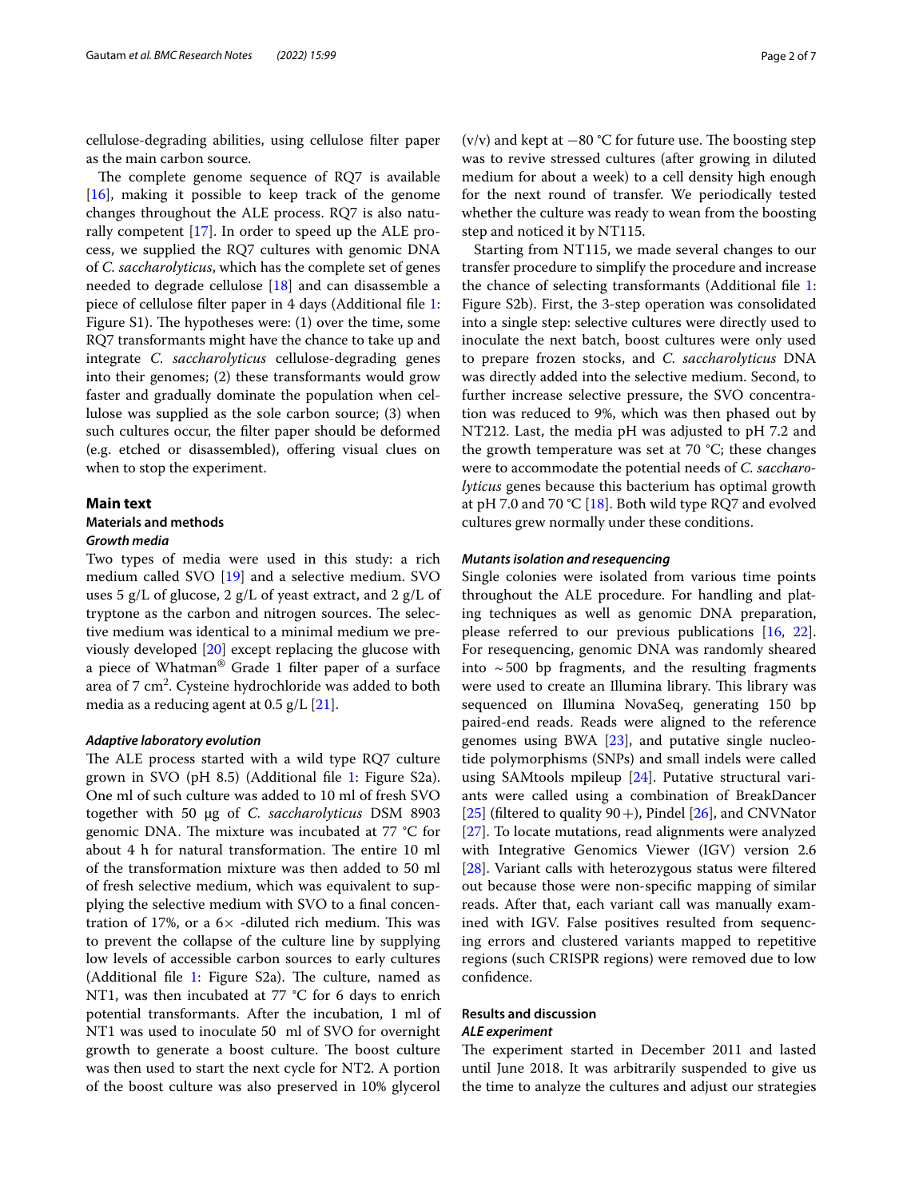cellulose-degrading abilities, using cellulose filter paper as the main carbon source.

The complete genome sequence of RQ7 is available [16], making it possible to keep track of the genome changes throughout the ALE process. RQ7 is also naturally competent [17]. In order to speed up the ALE process, we supplied the RQ7 cultures with genomic DNA of *C. saccharolyticus*, which has the complete set of genes needed to degrade cellulose [18] and can disassemble a piece of cellulose filter paper in 4 days (Additional file 1: Figure S1). The hypotheses were: (1) over the time, some RQ7 transformants might have the chance to take up and integrate *C. saccharolyticus* cellulose-degrading genes into their genomes; (2) these transformants would grow faster and gradually dominate the population when cellulose was supplied as the sole carbon source; (3) when such cultures occur, the filter paper should be deformed (e.g. etched or disassembled), offering visual clues on when to stop the experiment.

## Main text

### Materials and methods

#### *Growth media*

Two types of media were used in this study: a rich medium called SVO [19] and a selective medium. SVO uses 5 g/L of glucose, 2 g/L of yeast extract, and 2 g/L of tryptone as the carbon and nitrogen sources. The selective medium was identical to a minimal medium we previously developed [20] except replacing the glucose with a piece of Whatman® Grade 1 filter paper of a surface area of 7 $cm^2$. Cysteine hydrochloride was added to both media as a reducing agent at 0.5 g/L [21].

#### *Adaptive laboratory evolution*

The ALE process started with a wild type RQ7 culture grown in SVO (pH 8.5) (Additional file 1: Figure S2a). One ml of such culture was added to 10 ml of fresh SVO together with 50 μg of *C. saccharolyticus* DSM 8903 genomic DNA. The mixture was incubated at 77 °C for about 4 h for natural transformation. The entire 10 ml of the transformation mixture was then added to 50 ml of fresh selective medium, which was equivalent to supplying the selective medium with SVO to a final concentration of 17%, or a 6× -diluted rich medium. This was to prevent the collapse of the culture line by supplying low levels of accessible carbon sources to early cultures (Additional file 1: Figure S2a). The culture, named as NT1, was then incubated at 77 °C for 6 days to enrich potential transformants. After the incubation, 1 ml of NT1 was used to inoculate 50 ml of SVO for overnight growth to generate a boost culture. The boost culture was then used to start the next cycle for NT2. A portion of the boost culture was also preserved in 10% glycerol (v/v) and kept at −80 °C for future use. The boosting step was to revive stressed cultures (after growing in diluted medium for about a week) to a cell density high enough for the next round of transfer. We periodically tested whether the culture was ready to wean from the boosting step and noticed it by NT115.

Starting from NT115, we made several changes to our transfer procedure to simplify the procedure and increase the chance of selecting transformants (Additional file 1: Figure S2b). First, the 3-step operation was consolidated into a single step: selective cultures were directly used to inoculate the next batch, boost cultures were only used to prepare frozen stocks, and *C. saccharolyticus* DNA was directly added into the selective medium. Second, to further increase selective pressure, the SVO concentration was reduced to 9%, which was then phased out by NT212. Last, the media pH was adjusted to pH 7.2 and the growth temperature was set at 70 °C; these changes were to accommodate the potential needs of *C. saccharolyticus* genes because this bacterium has optimal growth at pH 7.0 and 70 °C [18]. Both wild type RQ7 and evolved cultures grew normally under these conditions.

#### *Mutants isolation and resequencing*

Single colonies were isolated from various time points throughout the ALE procedure. For handling and plating techniques as well as genomic DNA preparation, please referred to our previous publications [16, 22]. For resequencing, genomic DNA was randomly sheared into ~500 bp fragments, and the resulting fragments were used to create an Illumina library. This library was sequenced on Illumina NovaSeq, generating 150 bp paired-end reads. Reads were aligned to the reference genomes using BWA [23], and putative single nucleotide polymorphisms (SNPs) and small indels were called using SAMtools mpileup [24]. Putative structural variants were called using a combination of BreakDancer [25] (filtered to quality 90+), Pindel [26], and CNVNator [27]. To locate mutations, read alignments were analyzed with Integrative Genomics Viewer (IGV) version 2.6 [28]. Variant calls with heterozygous status were filtered out because those were non-specific mapping of similar reads. After that, each variant call was manually examined with IGV. False positives resulted from sequencing errors and clustered variants mapped to repetitive regions (such CRISPR regions) were removed due to low confidence.

### Results and discussion

#### *ALE experiment*

The experiment started in December 2011 and lasted until June 2018. It was arbitrarily suspended to give us the time to analyze the cultures and adjust our strategies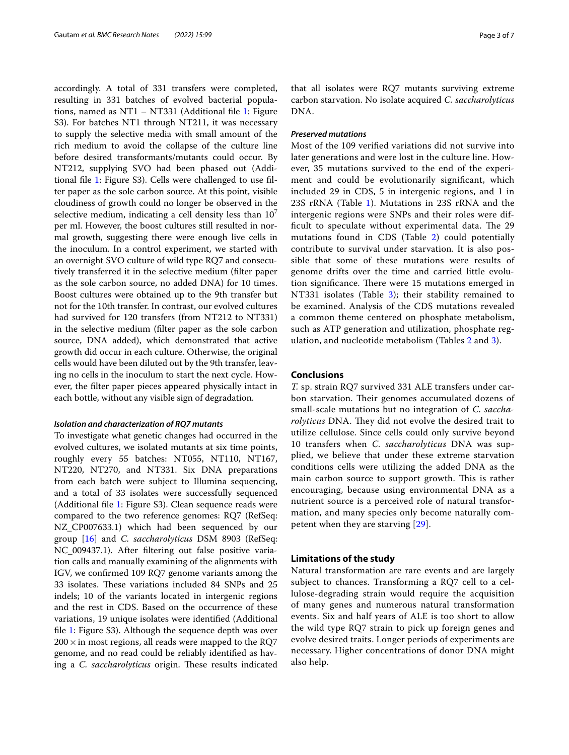accordingly. A total of 331 transfers were completed, resulting in 331 batches of evolved bacterial populations, named as NT1 – NT331 (Additional file 1: Figure S3). For batches NT1 through NT211, it was necessary to supply the selective media with small amount of the rich medium to avoid the collapse of the culture line before desired transformants/mutants could occur. By NT212, supplying SVO had been phased out (Additional file 1: Figure S3). Cells were challenged to use filter paper as the sole carbon source. At this point, visible cloudiness of growth could no longer be observed in the selective medium, indicating a cell density less than $10^7$ per ml. However, the boost cultures still resulted in normal growth, suggesting there were enough live cells in the inoculum. In a control experiment, we started with an overnight SVO culture of wild type RQ7 and consecutively transferred it in the selective medium (filter paper as the sole carbon source, no added DNA) for 10 times. Boost cultures were obtained up to the 9th transfer but not for the 10th transfer. In contrast, our evolved cultures had survived for 120 transfers (from NT212 to NT331) in the selective medium (filter paper as the sole carbon source, DNA added), which demonstrated that active growth did occur in each culture. Otherwise, the original cells would have been diluted out by the 9th transfer, leaving no cells in the inoculum to start the next cycle. However, the filter paper pieces appeared physically intact in each bottle, without any visible sign of degradation.

#### *Isolation and characterization of RQ7 mutants*

To investigate what genetic changes had occurred in the evolved cultures, we isolated mutants at six time points, roughly every 55 batches: NT055, NT110, NT167, NT220, NT270, and NT331. Six DNA preparations from each batch were subject to Illumina sequencing, and a total of 33 isolates were successfully sequenced (Additional file 1: Figure S3). Clean sequence reads were compared to the two reference genomes: RQ7 (RefSeq: NZ_CP007633.1) which had been sequenced by our group [16] and *C. saccharolyticus* DSM 8903 (RefSeq: NC_009437.1). After filtering out false positive variation calls and manually examining of the alignments with IGV, we confirmed 109 RQ7 genome variants among the 33 isolates. These variations included 84 SNPs and 25 indels; 10 of the variants located in intergenic regions and the rest in CDS. Based on the occurrence of these variations, 19 unique isolates were identified (Additional file 1: Figure S3). Although the sequence depth was over $200\times$ in most regions, all reads were mapped to the RQ7 genome, and no read could be reliably identified as having a *C. saccharolyticus* origin. These results indicated that all isolates were RQ7 mutants surviving extreme carbon starvation. No isolate acquired *C. saccharolyticus* DNA.

#### *Preserved mutations*

Most of the 109 verified variations did not survive into later generations and were lost in the culture line. However, 35 mutations survived to the end of the experiment and could be evolutionarily significant, which included 29 in CDS, 5 in intergenic regions, and 1 in 23S rRNA (Table 1). Mutations in 23S rRNA and the intergenic regions were SNPs and their roles were difficult to speculate without experimental data. The 29 mutations found in CDS (Table 2) could potentially contribute to survival under starvation. It is also possible that some of these mutations were results of genome drifts over the time and carried little evolution significance. There were 15 mutations emerged in NT331 isolates (Table 3); their stability remained to be examined. Analysis of the CDS mutations revealed a common theme centered on phosphate metabolism, such as ATP generation and utilization, phosphate regulation, and nucleotide metabolism (Tables 2 and 3).

## Conclusions

*T.* sp. strain RQ7 survived 331 ALE transfers under carbon starvation. Their genomes accumulated dozens of small-scale mutations but no integration of *C. saccharolyticus* DNA. They did not evolve the desired trait to utilize cellulose. Since cells could only survive beyond 10 transfers when *C. saccharolyticus* DNA was supplied, we believe that under these extreme starvation conditions cells were utilizing the added DNA as the main carbon source to support growth. This is rather encouraging, because using environmental DNA as a nutrient source is a perceived role of natural transformation, and many species only become naturally competent when they are starving [29].

## Limitations of the study

Natural transformation are rare events and are largely subject to chances. Transforming a RQ7 cell to a cellulose-degrading strain would require the acquisition of many genes and numerous natural transformation events. Six and half years of ALE is too short to allow the wild type RQ7 strain to pick up foreign genes and evolve desired traits. Longer periods of experiments are necessary. Higher concentrations of donor DNA might also help.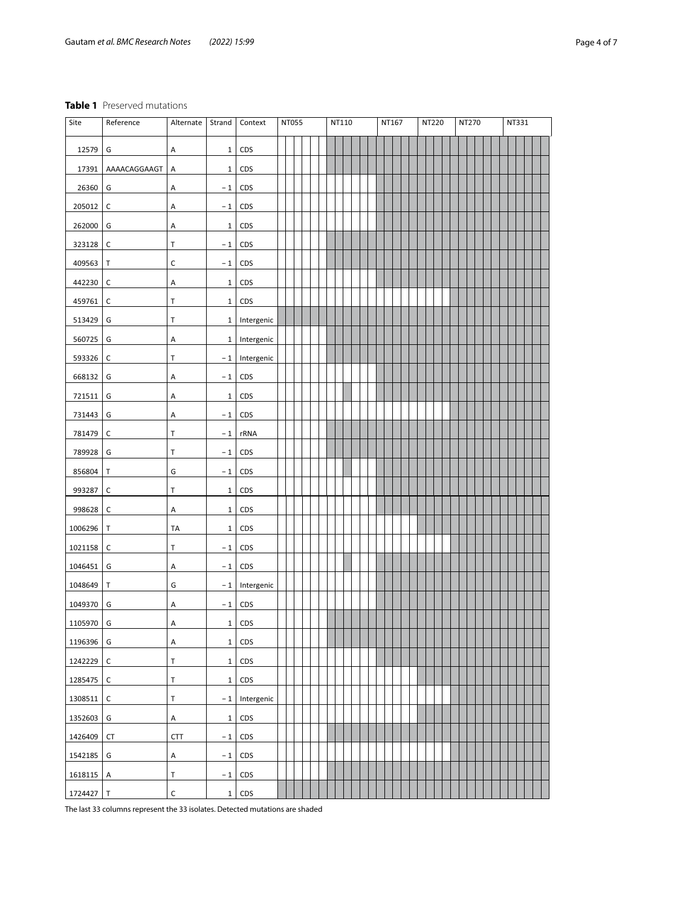**Table 1** Preserved mutations

| Site | Reference | Alternate | Strand | Context | NT055 | | | | | | NT110 | | | | | | NT167 | | | | | NT220 | | | | NT270 | | | | | | NT331 | | | | | |
|---|---|---|---|---|---|---|---|---|---|---|---|---|---|---|---|---|---|---|---|---|---|---|---|---|---|---|---|---|---|---|---|---|---|---|---|---|---|
| 12579 | G | A | 1 | CDS |  |  |  |  |  |  | ■ | ■ | ■ | ■ | ■ | ■ | ■ | ■ | ■ | ■ | ■ | ■ | ■ | ■ | ■ | ■ | ■ | ■ | ■ | ■ | ■ | ■ | ■ | ■ | ■ | ■ | ■ |
| 17391 | AAAACAGGAAGT | A | 1 | CDS |  |  |  |  |  |  | ■ | ■ | ■ | ■ | ■ | ■ | ■ | ■ | ■ | ■ | ■ | ■ | ■ | ■ | ■ | ■ | ■ | ■ | ■ | ■ | ■ | ■ | ■ | ■ | ■ | ■ | ■ |
| 26360 | G | A | − 1 | CDS |  |  |  |  |  |  |  |  |  |  |  |  | ■ | ■ | ■ | ■ | ■ | ■ | ■ | ■ | ■ | ■ | ■ | ■ | ■ | ■ | ■ | ■ | ■ | ■ | ■ | ■ | ■ |
| 205012 | C | A | − 1 | CDS |  |  |  |  |  |  |  |  |  |  |  |  | ■ | ■ | ■ | ■ | ■ | ■ | ■ | ■ | ■ | ■ | ■ | ■ | ■ | ■ | ■ | ■ | ■ | ■ | ■ | ■ | ■ |
| 262000 | G | A | 1 | CDS |  |  |  |  |  |  |  |  |  |  |  |  | ■ | ■ | ■ | ■ | ■ | ■ | ■ | ■ | ■ | ■ | ■ | ■ | ■ | ■ | ■ | ■ | ■ | ■ | ■ | ■ | ■ |
| 323128 | C | T | − 1 | CDS |  |  |  |  |  |  | ■ | ■ | ■ | ■ | ■ | ■ | ■ | ■ | ■ | ■ | ■ | ■ | ■ | ■ | ■ | ■ | ■ | ■ | ■ | ■ | ■ | ■ | ■ | ■ | ■ | ■ | ■ |
| 409563 | T | C | − 1 | CDS |  |  |  |  |  |  | ■ | ■ | ■ | ■ | ■ | ■ | ■ | ■ | ■ | ■ | ■ | ■ | ■ | ■ | ■ | ■ | ■ | ■ | ■ | ■ | ■ | ■ | ■ | ■ | ■ | ■ | ■ |
| 442230 | C | A | 1 | CDS |  |  |  |  |  |  |  |  |  |  |  |  | ■ | ■ | ■ | ■ | ■ | ■ | ■ | ■ | ■ | ■ | ■ | ■ | ■ | ■ | ■ | ■ | ■ | ■ | ■ | ■ | ■ |
| 459761 | C | T | 1 | CDS |  |  |  |  |  |  |  |  |  |  |  |  |  |  |  |  |  |  |  |  |  | ■ | ■ | ■ | ■ | ■ | ■ | ■ | ■ | ■ | ■ | ■ | ■ |
| 513429 | G | T | 1 | Intergenic | ■ | ■ | ■ | ■ | ■ | ■ | ■ | ■ | ■ | ■ | ■ | ■ | ■ | ■ | ■ | ■ | ■ | ■ | ■ | ■ | ■ | ■ | ■ | ■ | ■ | ■ | ■ | ■ | ■ | ■ | ■ | ■ | ■ |
| 560725 | G | A | 1 | Intergenic |  |  |  |  |  |  | ■ | ■ | ■ | ■ | ■ | ■ | ■ | ■ | ■ | ■ | ■ | ■ | ■ | ■ | ■ | ■ | ■ | ■ | ■ | ■ | ■ | ■ | ■ | ■ | ■ | ■ | ■ |
| 593326 | C | T | − 1 | Intergenic |  |  |  |  |  |  | ■ | ■ | ■ | ■ | ■ | ■ | ■ | ■ | ■ | ■ | ■ | ■ | ■ | ■ | ■ | ■ | ■ | ■ | ■ | ■ | ■ | ■ | ■ | ■ | ■ | ■ | ■ |
| 668132 | G | A | − 1 | CDS |  |  |  |  |  |  |  |  |  |  |  |  | ■ | ■ | ■ | ■ | ■ | ■ | ■ | ■ | ■ | ■ | ■ | ■ | ■ | ■ | ■ | ■ | ■ | ■ | ■ | ■ | ■ |
| 721511 | G | A | 1 | CDS |  |  |  |  |  |  |  |  | ■ |  |  |  | ■ | ■ | ■ | ■ | ■ | ■ | ■ | ■ | ■ | ■ | ■ | ■ | ■ | ■ | ■ | ■ | ■ | ■ | ■ | ■ | ■ |
| 731443 | G | A | − 1 | CDS |  |  |  |  |  |  |  |  |  |  |  |  |  |  |  |  |  |  |  |  |  | ■ | ■ | ■ | ■ | ■ | ■ | ■ | ■ | ■ | ■ | ■ | ■ |
| 781479 | C | T | − 1 | rRNA |  |  |  |  |  |  | ■ | ■ | ■ | ■ | ■ | ■ | ■ | ■ | ■ | ■ | ■ | ■ | ■ | ■ | ■ | ■ | ■ | ■ | ■ | ■ | ■ | ■ | ■ | ■ | ■ | ■ | ■ |
| 789928 | G | T | − 1 | CDS |  |  |  |  |  |  | ■ | ■ | ■ | ■ | ■ | ■ | ■ | ■ | ■ | ■ | ■ | ■ | ■ | ■ | ■ | ■ | ■ | ■ | ■ | ■ | ■ | ■ | ■ | ■ | ■ | ■ | ■ |
| 856804 | T | G | − 1 | CDS |  |  |  |  |  |  |  |  | ■ |  |  |  | ■ | ■ | ■ | ■ | ■ | ■ | ■ | ■ | ■ | ■ | ■ | ■ | ■ | ■ | ■ | ■ | ■ | ■ | ■ | ■ | ■ |
| 993287 | C | T | 1 | CDS |  |  |  |  |  |  |  |  |  |  |  |  | ■ | ■ | ■ | ■ | ■ | ■ | ■ | ■ | ■ | ■ | ■ | ■ | ■ | ■ | ■ | ■ | ■ | ■ | ■ | ■ | ■ |
| 998628 | C | A | 1 | CDS |  |  |  |  |  |  |  |  |  |  |  |  | ■ | ■ | ■ | ■ | ■ | ■ | ■ | ■ | ■ | ■ | ■ | ■ | ■ | ■ | ■ | ■ | ■ | ■ | ■ | ■ | ■ |
| 1006296 | T | TA | 1 | CDS |  |  |  |  |  |  |  |  |  |  |  |  |  |  |  |  |  | ■ | ■ | ■ | ■ | ■ | ■ | ■ | ■ | ■ | ■ | ■ | ■ | ■ | ■ | ■ | ■ |
| 1021158 | C | T | − 1 | CDS |  |  |  |  |  |  |  |  |  |  |  |  |  |  |  |  |  |  |  |  |  | ■ | ■ | ■ | ■ | ■ | ■ | ■ | ■ | ■ | ■ | ■ | ■ |
| 1046451 | G | A | − 1 | CDS |  |  |  |  |  |  |  |  | ■ |  |  |  | ■ | ■ | ■ | ■ | ■ | ■ | ■ | ■ | ■ | ■ | ■ | ■ | ■ | ■ | ■ | ■ | ■ | ■ | ■ | ■ | ■ |
| 1048649 | T | G | − 1 | Intergenic |  |  |  |  |  |  |  |  |  |  |  |  | ■ | ■ | ■ | ■ | ■ | ■ | ■ | ■ | ■ | ■ | ■ | ■ | ■ | ■ | ■ | ■ | ■ | ■ | ■ | ■ | ■ |
| 1049370 | G | A | − 1 | CDS |  |  |  |  |  |  |  |  |  |  |  |  | ■ | ■ | ■ | ■ | ■ | ■ | ■ | ■ | ■ | ■ | ■ | ■ | ■ | ■ | ■ | ■ | ■ | ■ | ■ | ■ | ■ |
| 1105970 | G | A | 1 | CDS |  |  |  |  |  |  | ■ | ■ | ■ | ■ | ■ | ■ | ■ | ■ | ■ | ■ | ■ | ■ | ■ | ■ | ■ | ■ | ■ | ■ | ■ | ■ | ■ | ■ | ■ | ■ | ■ | ■ | ■ |
| 1196396 | G | A | 1 | CDS |  |  |  |  |  |  | ■ | ■ | ■ | ■ | ■ | ■ | ■ | ■ | ■ | ■ | ■ | ■ | ■ | ■ | ■ | ■ | ■ | ■ | ■ | ■ | ■ | ■ | ■ | ■ | ■ | ■ | ■ |
| 1242229 | C | T | 1 | CDS |  |  |  |  |  |  |  |  |  |  |  |  | ■ | ■ | ■ | ■ | ■ | ■ | ■ | ■ | ■ | ■ | ■ | ■ | ■ | ■ | ■ | ■ | ■ | ■ | ■ | ■ | ■ |
| 1285475 | C | T | 1 | CDS |  |  |  |  |  |  |  |  |  |  |  |  |  |  |  |  |  | ■ | ■ | ■ | ■ | ■ | ■ | ■ | ■ | ■ | ■ | ■ | ■ | ■ | ■ | ■ | ■ |
| 1308511 | C | T | − 1 | Intergenic |  |  |  |  |  |  |  |  |  |  |  |  |  |  |  |  |  |  |  |  |  | ■ | ■ | ■ | ■ | ■ | ■ | ■ | ■ | ■ | ■ | ■ | ■ |
| 1352603 | G | A | 1 | CDS |  |  |  |  |  |  |  |  |  |  |  |  |  |  |  |  |  | ■ | ■ | ■ | ■ | ■ | ■ | ■ | ■ | ■ | ■ | ■ | ■ | ■ | ■ | ■ | ■ |
| 1426409 | CT | CTT | − 1 | CDS |  |  |  |  |  |  | ■ | ■ | ■ | ■ | ■ | ■ | ■ | ■ | ■ | ■ | ■ | ■ | ■ | ■ | ■ | ■ | ■ | ■ | ■ | ■ | ■ | ■ | ■ | ■ | ■ | ■ | ■ |
| 1542185 | G | A | − 1 | CDS |  |  |  |  |  |  |  |  |  |  |  |  |  |  |  |  |  |  |  |  |  | ■ | ■ | ■ | ■ | ■ | ■ | ■ | ■ | ■ | ■ | ■ | ■ |
| 1618115 | A | T | − 1 | CDS |  |  |  |  |  |  | ■ | ■ | ■ | ■ | ■ | ■ | ■ | ■ | ■ | ■ | ■ | ■ | ■ | ■ | ■ | ■ | ■ | ■ | ■ | ■ | ■ | ■ | ■ | ■ | ■ | ■ | ■ |
| 1724427 | T | C | 1 | CDS | ■ | ■ | ■ | ■ | ■ | ■ | ■ | ■ | ■ | ■ | ■ | ■ | ■ | ■ | ■ | ■ | ■ | ■ | ■ | ■ | ■ | ■ | ■ | ■ | ■ | ■ | ■ | ■ | ■ | ■ | ■ | ■ | ■ |

The last 33 columns represent the 33 isolates. Detected mutations are shaded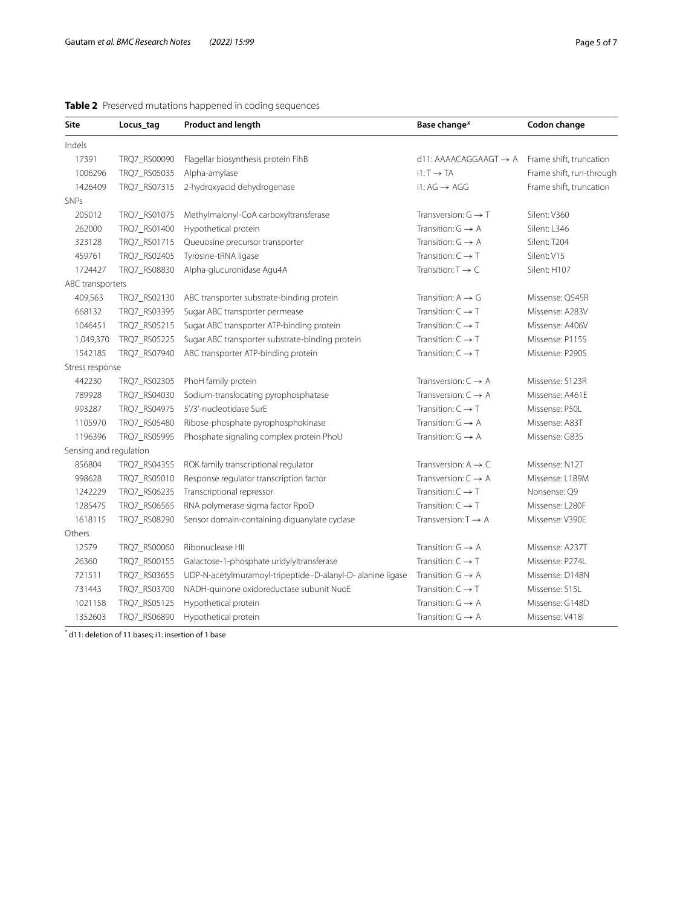**Table 2** Preserved mutations happened in coding sequences

| Site | Locus_tag | Product and length | Base change* | Codon change |
|---|---|---|---|---|
| Indels | | | | |
| 17391 | TRQ7_RS00090 | Flagellar biosynthesis protein FlhB | d11: AAAACAGGAAGT → A | Frame shift, truncation |
| 1006296 | TRQ7_RS05035 | Alpha-amylase | i1: T → TA | Frame shift, run-through |
| 1426409 | TRQ7_RS07315 | 2-hydroxyacid dehydrogenase | i1: AG → AGG | Frame shift, truncation |
| SNPs | | | | |
| 205012 | TRQ7_RS01075 | Methylmalonyl-CoA carboxyltransferase | Transversion: G → T | Silent: V360 |
| 262000 | TRQ7_RS01400 | Hypothetical protein | Transition: G → A | Silent: L346 |
| 323128 | TRQ7_RS01715 | Queuosine precursor transporter | Transition: G → A | Silent: T204 |
| 459761 | TRQ7_RS02405 | Tyrosine-tRNA ligase | Transition: C → T | Silent: V15 |
| 1724427 | TRQ7_RS08830 | Alpha-glucuronidase Agu4A | Transition: T → C | Silent: H107 |
| ABC transporters | | | | |
| 409,563 | TRQ7_RS02130 | ABC transporter substrate-binding protein | Transition: A → G | Missense: Q545R |
| 668132 | TRQ7_RS03395 | Sugar ABC transporter permease | Transition: C → T | Missense: A283V |
| 1046451 | TRQ7_RS05215 | Sugar ABC transporter ATP-binding protein | Transition: C → T | Missense: A406V |
| 1,049,370 | TRQ7_RS05225 | Sugar ABC transporter substrate-binding protein | Transition: C → T | Missense: P115S |
| 1542185 | TRQ7_RS07940 | ABC transporter ATP-binding protein | Transition: C → T | Missense: P290S |
| Stress response | | | | |
| 442230 | TRQ7_RS02305 | PhoH family protein | Transversion: C → A | Missense: S123R |
| 789928 | TRQ7_RS04030 | Sodium-translocating pyrophosphatase | Transversion: C → A | Missense: A461E |
| 993287 | TRQ7_RS04975 | 5′/3′-nucleotidase SurE | Transition: C → T | Missense: P50L |
| 1105970 | TRQ7_RS05480 | Ribose-phosphate pyrophosphokinase | Transition: G → A | Missense: A83T |
| 1196396 | TRQ7_RS05995 | Phosphate signaling complex protein PhoU | Transition: G → A | Missense: G83S |
| Sensing and regulation | | | | |
| 856804 | TRQ7_RS04355 | ROK family transcriptional regulator | Transversion: A → C | Missense: N12T |
| 998628 | TRQ7_RS05010 | Response regulator transcription factor | Transversion: C → A | Missense: L189M |
| 1242229 | TRQ7_RS06235 | Transcriptional repressor | Transition: C → T | Nonsense: Q9 |
| 1285475 | TRQ7_RS06565 | RNA polymerase sigma factor RpoD | Transition: C → T | Missense: L280F |
| 1618115 | TRQ7_RS08290 | Sensor domain-containing diguanylate cyclase | Transversion: T → A | Missense: V390E |
| Others | | | | |
| 12579 | TRQ7_RS00060 | Ribonuclease HII | Transition: G → A | Missense: A237T |
| 26360 | TRQ7_RS00155 | Galactose-1-phosphate uridylyltransferase | Transition: C → T | Missense: P274L |
| 721511 | TRQ7_RS03655 | UDP-N-acetylmuramoyl-tripeptide–D-alanyl-D- alanine ligase | Transition: G → A | Missense: D148N |
| 731443 | TRQ7_RS03700 | NADH-quinone oxidoreductase subunit NuoE | Transition: C → T | Missense: S15L |
| 1021158 | TRQ7_RS05125 | Hypothetical protein | Transition: G → A | Missense: G148D |
| 1352603 | TRQ7_RS06890 | Hypothetical protein | Transition: G → A | Missense: V418I |

* d11: deletion of 11 bases; i1: insertion of 1 base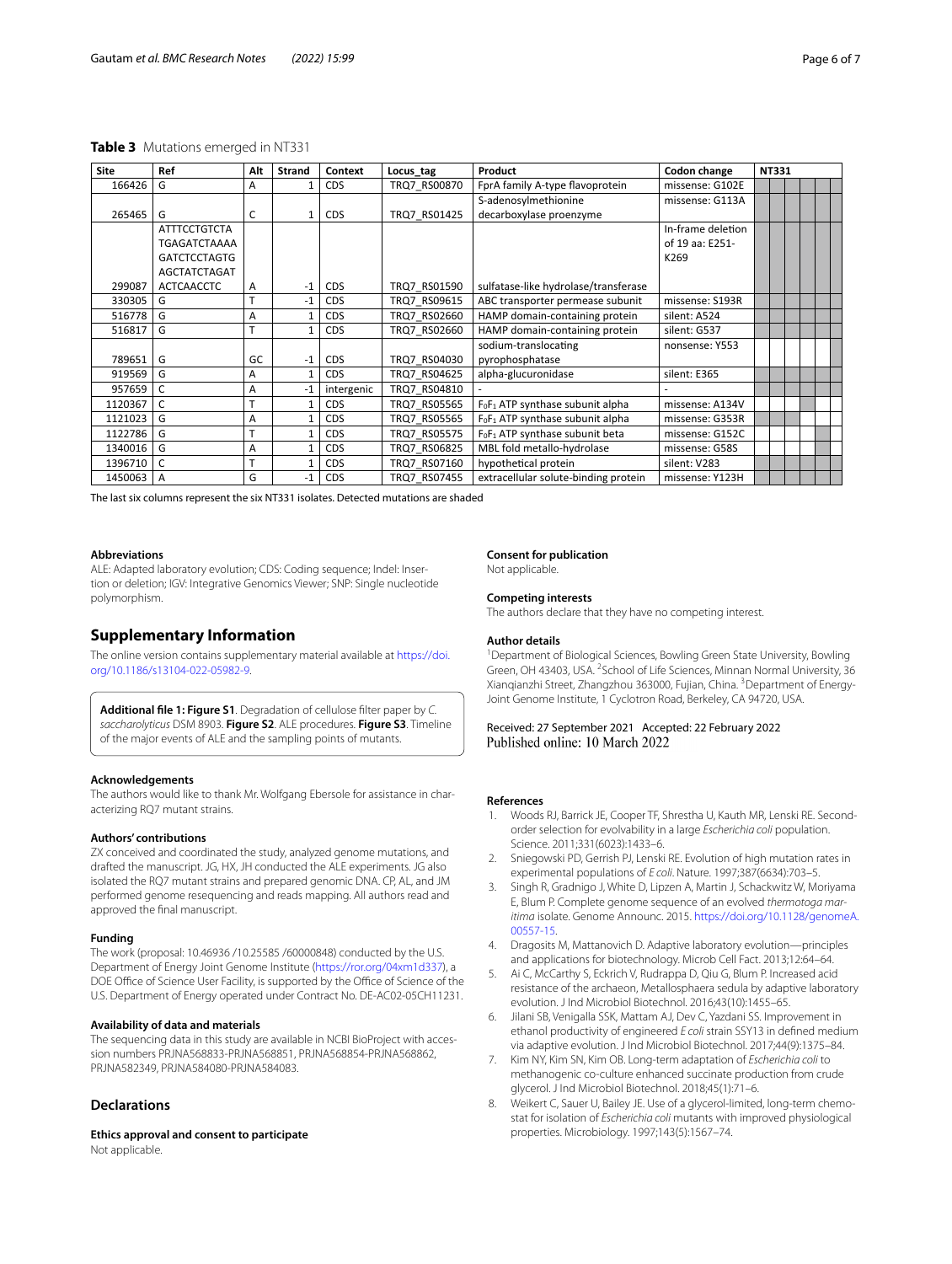**Table 3** Mutations emerged in NT331

| Site | Ref | Alt | Strand | Context | Locus_tag | Product | Codon change | NT331 | | | | | |
|---|---|---|---|---|---|---|---|---|---|---|---|---|---|
| 166426 | G | A | 1 | CDS | TRQ7_RS00870 | FprA family A-type flavoprotein | missense: G102E | | | | | | |
| 265465 | G | C | 1 | CDS | TRQ7_RS01425 | S-adenosylmethionine decarboxylase proenzyme | missense: G113A | | | | | | |
| 299087 | ATTTCCTGTCTA TGAGATCTAAAA GATCTCCTAGTG AGCTATCTAGAT ACTCAACCTC | A | -1 | CDS | TRQ7_RS01590 | sulfatase-like hydrolase/transferase | In-frame deletion of 19 aa: E251-K269 | | | | | | |
| 330305 | G | T | -1 | CDS | TRQ7_RS09615 | ABC transporter permease subunit | missense: S193R | | | | | | |
| 516778 | G | A | 1 | CDS | TRQ7_RS02660 | HAMP domain-containing protein | silent: A524 | | | | | | |
| 516817 | G | T | 1 | CDS | TRQ7_RS02660 | HAMP domain-containing protein | silent: G537 | | | | | | |
| 789651 | G | GC | -1 | CDS | TRQ7_RS04030 | sodium-translocating pyrophosphatase | nonsense: Y553 | | | | | | |
| 919569 | G | A | 1 | CDS | TRQ7_RS04625 | alpha-glucuronidase | silent: E365 | | | | | | |
| 957659 | C | A | -1 | intergenic | TRQ7_RS04810 | - | - | | | | | | |
| 1120367 | C | T | 1 | CDS | TRQ7_RS05565 | $F_0F_1$ ATP synthase subunit alpha | missense: A134V | | | | | | |
| 1121023 | G | A | 1 | CDS | TRQ7_RS05565 | $F_0F_1$ ATP synthase subunit alpha | missense: G353R | | | | | | |
| 1122786 | G | T | 1 | CDS | TRQ7_RS05575 | $F_0F_1$ ATP synthase subunit beta | missense: G152C | | | | | | |
| 1340016 | G | A | 1 | CDS | TRQ7_RS06825 | MBL fold metallo-hydrolase | missense: G58S | | | | | | |
| 1396710 | C | T | 1 | CDS | TRQ7_RS07160 | hypothetical protein | silent: V283 | | | | | | |
| 1450063 | A | G | -1 | CDS | TRQ7_RS07455 | extracellular solute-binding protein | missense: Y123H | | | | | | |

The last six columns represent the six NT331 isolates. Detected mutations are shaded

### Abbreviations

ALE: Adapted laboratory evolution; CDS: Coding sequence; Indel: Insertion or deletion; IGV: Integrative Genomics Viewer; SNP: Single nucleotide polymorphism.

## Supplementary Information

The online version contains supplementary material available at https://doi.org/10.1186/s13104-022-05982-9.

**Additional file 1: Figure S1**. Degradation of cellulose filter paper by *C. saccharolyticus* DSM 8903. **Figure S2**. ALE procedures. **Figure S3**. Timeline of the major events of ALE and the sampling points of mutants.

### Acknowledgements

The authors would like to thank Mr. Wolfgang Ebersole for assistance in characterizing RQ7 mutant strains.

### Authors' contributions

ZX conceived and coordinated the study, analyzed genome mutations, and drafted the manuscript. JG, HX, JH conducted the ALE experiments. JG also isolated the RQ7 mutant strains and prepared genomic DNA. CP, AL, and JM performed genome resequencing and reads mapping. All authors read and approved the final manuscript.

### Funding

The work (proposal: 10.46936 /10.25585 /60000848) conducted by the U.S. Department of Energy Joint Genome Institute (https://ror.org/04xm1d337), a DOE Office of Science User Facility, is supported by the Office of Science of the U.S. Department of Energy operated under Contract No. DE-AC02-05CH11231.

### Availability of data and materials

The sequencing data in this study are available in NCBI BioProject with accession numbers PRJNA568833-PRJNA568851, PRJNA568854-PRJNA568862, PRJNA582349, PRJNA584080-PRJNA584083.

## Declarations

### Ethics approval and consent to participate

Not applicable.

### Consent for publication

Not applicable.

### Competing interests

The authors declare that they have no competing interest.

### Author details

[1]Department of Biological Sciences, Bowling Green State University, Bowling Green, OH 43403, USA. [2]School of Life Sciences, Minnan Normal University, 36 Xianqianzhi Street, Zhangzhou 363000, Fujian, China. [3]Department of Energy-Joint Genome Institute, 1 Cyclotron Road, Berkeley, CA 94720, USA.

Received: 27 September 2021 Accepted: 22 February 2022
Published online: 10 March 2022

### References

1. Woods RJ, Barrick JE, Cooper TF, Shrestha U, Kauth MR, Lenski RE. Second-order selection for evolvability in a large *Escherichia coli* population. Science. 2011;331(6023):1433–6.
2. Sniegowski PD, Gerrish PJ, Lenski RE. Evolution of high mutation rates in experimental populations of *E coli*. Nature. 1997;387(6634):703–5.
3. Singh R, Gradnigo J, White D, Lipzen A, Martin J, Schackwitz W, Moriyama E, Blum P. Complete genome sequence of an evolved *thermotoga maritima* isolate. Genome Announc. 2015. https://doi.org/10.1128/genomeA.00557-15.
4. Dragosits M, Mattanovich D. Adaptive laboratory evolution—principles and applications for biotechnology. Microb Cell Fact. 2013;12:64–64.
5. Ai C, McCarthy S, Eckrich V, Rudrappa D, Qiu G, Blum P. Increased acid resistance of the archaeon, Metallosphaera sedula by adaptive laboratory evolution. J Ind Microbiol Biotechnol. 2016;43(10):1455–65.
6. Jilani SB, Venigalla SSK, Mattam AJ, Dev C, Yazdani SS. Improvement in ethanol productivity of engineered *E coli* strain SSY13 in defined medium via adaptive evolution. J Ind Microbiol Biotechnol. 2017;44(9):1375–84.
7. Kim NY, Kim SN, Kim OB. Long-term adaptation of *Escherichia coli* to methanogenic co-culture enhanced succinate production from crude glycerol. J Ind Microbiol Biotechnol. 2018;45(1):71–6.
8. Weikert C, Sauer U, Bailey JE. Use of a glycerol-limited, long-term chemostat for isolation of *Escherichia coli* mutants with improved physiological properties. Microbiology. 1997;143(5):1567–74.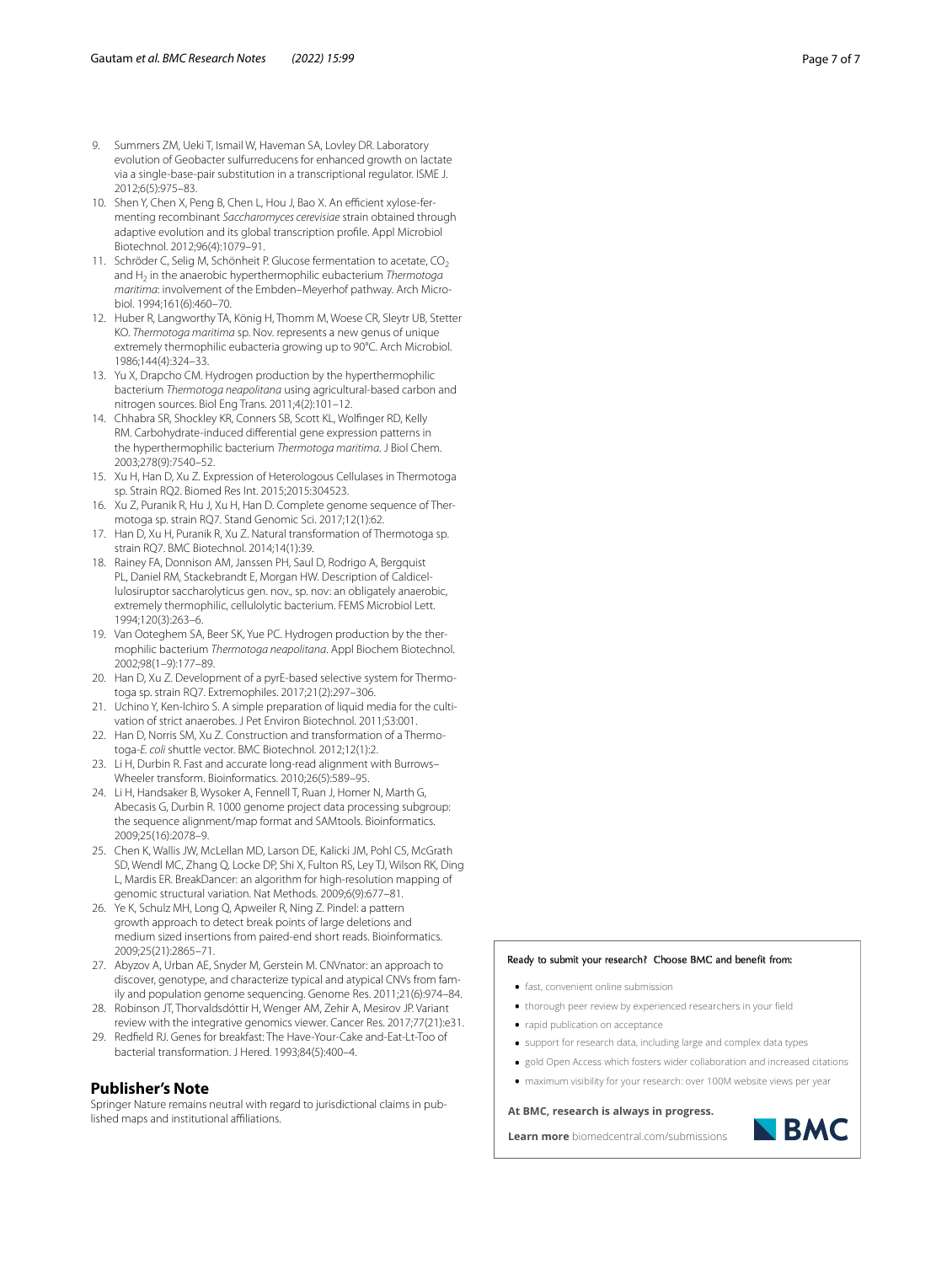9. Summers ZM, Ueki T, Ismail W, Haveman SA, Lovley DR. Laboratory evolution of Geobacter sulfurreducens for enhanced growth on lactate via a single-base-pair substitution in a transcriptional regulator. ISME J. 2012;6(5):975–83.
10. Shen Y, Chen X, Peng B, Chen L, Hou J, Bao X. An efficient xylose-fermenting recombinant *Saccharomyces cerevisiae* strain obtained through adaptive evolution and its global transcription profile. Appl Microbiol Biotechnol. 2012;96(4):1079–91.
11. Schröder C, Selig M, Schönheit P. Glucose fermentation to acetate, $CO_2$ and $H_2$ in the anaerobic hyperthermophilic eubacterium *Thermotoga maritima*: involvement of the Embden–Meyerhof pathway. Arch Microbiol. 1994;161(6):460–70.
12. Huber R, Langworthy TA, König H, Thomm M, Woese CR, Sleytr UB, Stetter KO. *Thermotoga maritima* sp. Nov. represents a new genus of unique extremely thermophilic eubacteria growing up to 90°C. Arch Microbiol. 1986;144(4):324–33.
13. Yu X, Drapcho CM. Hydrogen production by the hyperthermophilic bacterium *Thermotoga neapolitana* using agricultural-based carbon and nitrogen sources. Biol Eng Trans. 2011;4(2):101–12.
14. Chhabra SR, Shockley KR, Conners SB, Scott KL, Wolfinger RD, Kelly RM. Carbohydrate-induced differential gene expression patterns in the hyperthermophilic bacterium *Thermotoga maritima*. J Biol Chem. 2003;278(9):7540–52.
15. Xu H, Han D, Xu Z. Expression of Heterologous Cellulases in Thermotoga sp. Strain RQ2. Biomed Res Int. 2015;2015:304523.
16. Xu Z, Puranik R, Hu J, Xu H, Han D. Complete genome sequence of Thermotoga sp. strain RQ7. Stand Genomic Sci. 2017;12(1):62.
17. Han D, Xu H, Puranik R, Xu Z. Natural transformation of Thermotoga sp. strain RQ7. BMC Biotechnol. 2014;14(1):39.
18. Rainey FA, Donnison AM, Janssen PH, Saul D, Rodrigo A, Bergquist PL, Daniel RM, Stackebrandt E, Morgan HW. Description of Caldicellulosiruptor saccharolyticus gen. nov., sp. nov: an obligately anaerobic, extremely thermophilic, cellulolytic bacterium. FEMS Microbiol Lett. 1994;120(3):263–6.
19. Van Ooteghem SA, Beer SK, Yue PC. Hydrogen production by the thermophilic bacterium *Thermotoga neapolitana*. Appl Biochem Biotechnol. 2002;98(1–9):177–89.
20. Han D, Xu Z. Development of a pyrE-based selective system for Thermotoga sp. strain RQ7. Extremophiles. 2017;21(2):297–306.
21. Uchino Y, Ken-Ichiro S. A simple preparation of liquid media for the cultivation of strict anaerobes. J Pet Environ Biotechnol. 2011;S3:001.
22. Han D, Norris SM, Xu Z. Construction and transformation of a Thermotoga-*E. coli* shuttle vector. BMC Biotechnol. 2012;12(1):2.
23. Li H, Durbin R. Fast and accurate long-read alignment with Burrows–Wheeler transform. Bioinformatics. 2010;26(5):589–95.
24. Li H, Handsaker B, Wysoker A, Fennell T, Ruan J, Homer N, Marth G, Abecasis G, Durbin R. 1000 genome project data processing subgroup: the sequence alignment/map format and SAMtools. Bioinformatics. 2009;25(16):2078–9.
25. Chen K, Wallis JW, McLellan MD, Larson DE, Kalicki JM, Pohl CS, McGrath SD, Wendl MC, Zhang Q, Locke DP, Shi X, Fulton RS, Ley TJ, Wilson RK, Ding L, Mardis ER. BreakDancer: an algorithm for high-resolution mapping of genomic structural variation. Nat Methods. 2009;6(9):677–81.
26. Ye K, Schulz MH, Long Q, Apweiler R, Ning Z. Pindel: a pattern growth approach to detect break points of large deletions and medium sized insertions from paired-end short reads. Bioinformatics. 2009;25(21):2865–71.
27. Abyzov A, Urban AE, Snyder M, Gerstein M. CNVnator: an approach to discover, genotype, and characterize typical and atypical CNVs from family and population genome sequencing. Genome Res. 2011;21(6):974–84.
28. Robinson JT, Thorvaldsdóttir H, Wenger AM, Zehir A, Mesirov JP. Variant review with the integrative genomics viewer. Cancer Res. 2017;77(21):e31.
29. Redfield RJ. Genes for breakfast: The Have-Your-Cake and-Eat-Lt-Too of bacterial transformation. J Hered. 1993;84(5):400–4.

## Publisher's Note

Springer Nature remains neutral with regard to jurisdictional claims in published maps and institutional affiliations.

Ready to submit your research? Choose BMC and benefit from:

- fast, convenient online submission
- thorough peer review by experienced researchers in your field
- rapid publication on acceptance
- support for research data, including large and complex data types
- gold Open Access which fosters wider collaboration and increased citations
- maximum visibility for your research: over 100M website views per year

**At BMC, research is always in progress.**

**Learn more** biomedcentral.com/submissions

BMC